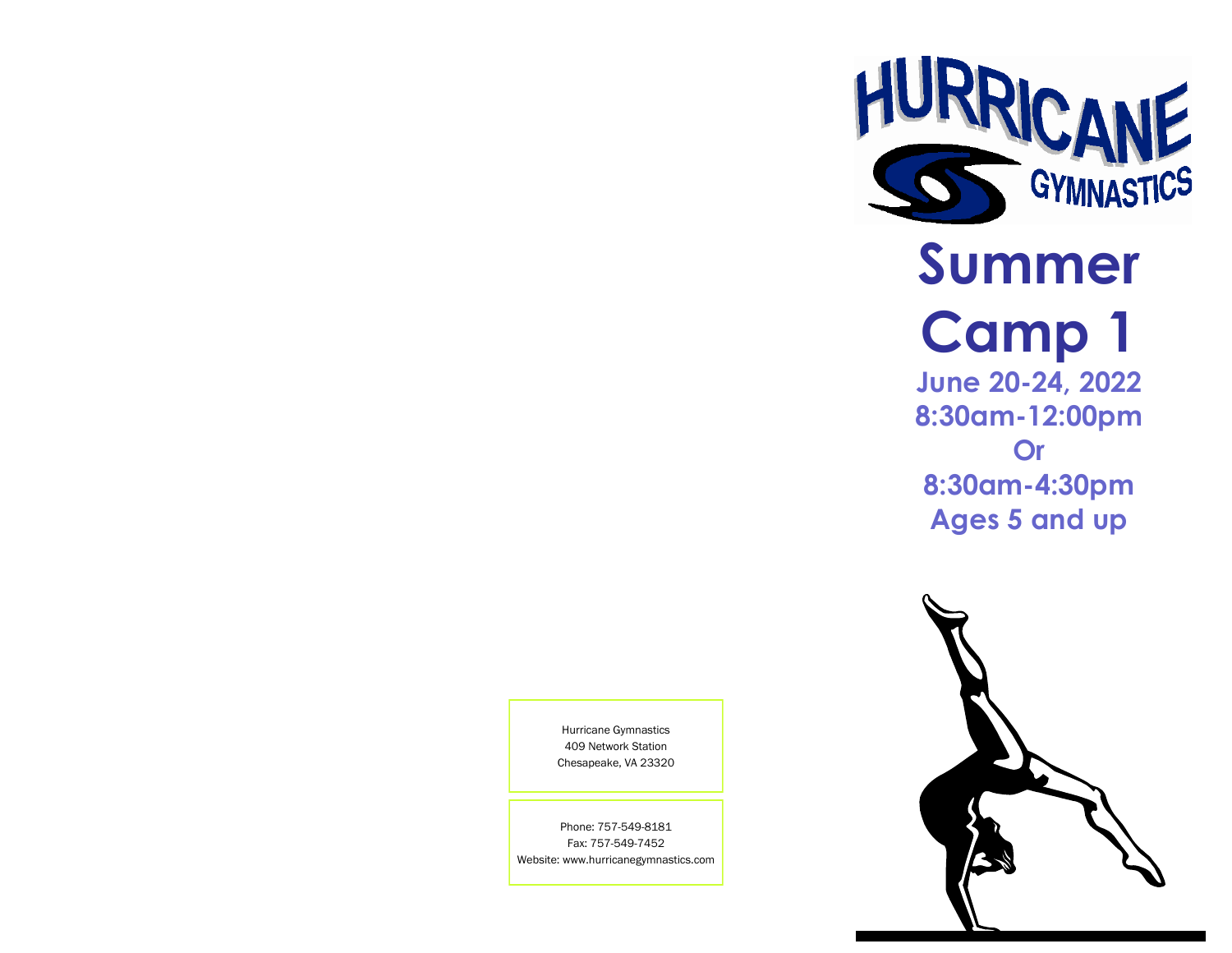HURRICANE GYMNASTICS

# Summer Camp 1

**June 20-24, 2022**

**8:30am-12:00pm**

**Or**

**8:30am-4:30pm**

**Ages 5 and up**

Hurricane Gymnastics
409 Network Station
Chesapeake, VA 23320

Phone: 757-549-8181
Fax: 757-549-7452
Website: www.hurricanegymnastics.com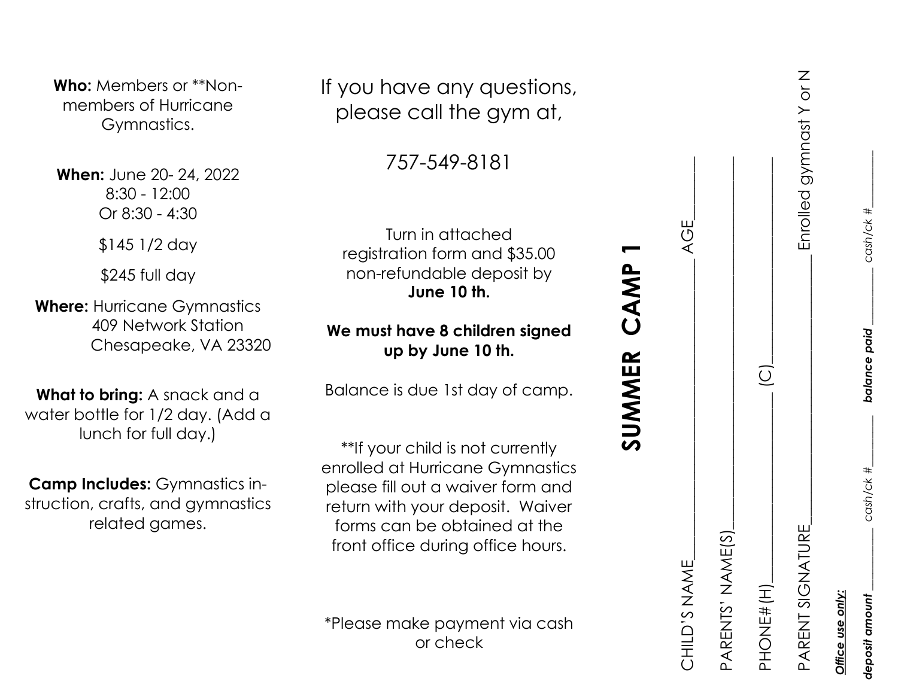**Who:** Members or **Non-members of Hurricane Gymnastics.

**When:** June 20- 24, 2022
8:30 - 12:00
Or 8:30 - 4:30

$145 1/2 day

$245 full day

**Where:** Hurricane Gymnastics
409 Network Station
Chesapeake, VA 23320

**What to bring:** A snack and a water bottle for 1/2 day. (Add a lunch for full day.)

**Camp Includes:** Gymnastics instruction, crafts, and gymnastics related games.

If you have any questions, please call the gym at,

757-549-8181

Turn in attached registration form and $35.00 non-refundable deposit by **June 10 th.**

**We must have 8 children signed up by June 10 th.**

Balance is due 1st day of camp.

**If your child is not currently enrolled at Hurricane Gymnastics please fill out a waiver form and return with your deposit. Waiver forms can be obtained at the front office during office hours.

*Please make payment via cash or check

# SUMMER CAMP 1

CHILD'S NAME______________________ AGE______

PARENTS' NAME(S)______________________________

PHONE#(H)______________ (C)______________

PARENT SIGNATURE______________________ Enrolled gymnast Y or N

***Office use only:***

***deposit amount*** __________ *cash/ck #*__________ ***balance paid*** __________ *cash/ck #*__________